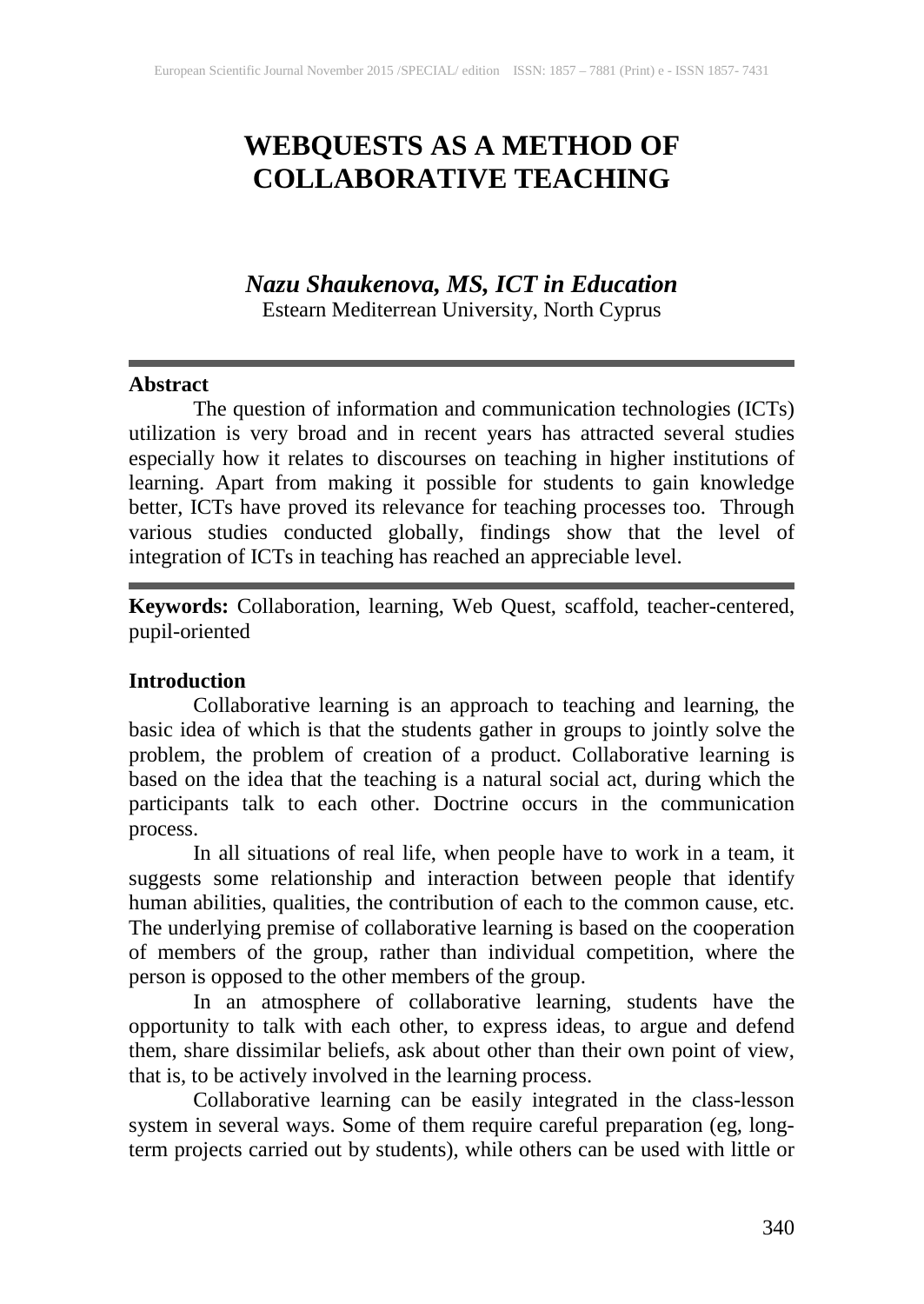# WEBQUESTS AS A METHOD OF COLLABORATIVE TEACHING

***Nazu Shaukenova, MS, ICT in Education***
Estearn Mediterrean University, North Cyprus

## Abstract

The question of information and communication technologies (ICTs) utilization is very broad and in recent years has attracted several studies especially how it relates to discourses on teaching in higher institutions of learning. Apart from making it possible for students to gain knowledge better, ICTs have proved its relevance for teaching processes too. Through various studies conducted globally, findings show that the level of integration of ICTs in teaching has reached an appreciable level.

**Keywords:** Collaboration, learning, Web Quest, scaffold, teacher-centered, pupil-oriented

## Introduction

Collaborative learning is an approach to teaching and learning, the basic idea of which is that the students gather in groups to jointly solve the problem, the problem of creation of a product. Collaborative learning is based on the idea that the teaching is a natural social act, during which the participants talk to each other. Doctrine occurs in the communication process.

In all situations of real life, when people have to work in a team, it suggests some relationship and interaction between people that identify human abilities, qualities, the contribution of each to the common cause, etc. The underlying premise of collaborative learning is based on the cooperation of members of the group, rather than individual competition, where the person is opposed to the other members of the group.

In an atmosphere of collaborative learning, students have the opportunity to talk with each other, to express ideas, to argue and defend them, share dissimilar beliefs, ask about other than their own point of view, that is, to be actively involved in the learning process.

Collaborative learning can be easily integrated in the class-lesson system in several ways. Some of them require careful preparation (eg, long-term projects carried out by students), while others can be used with little or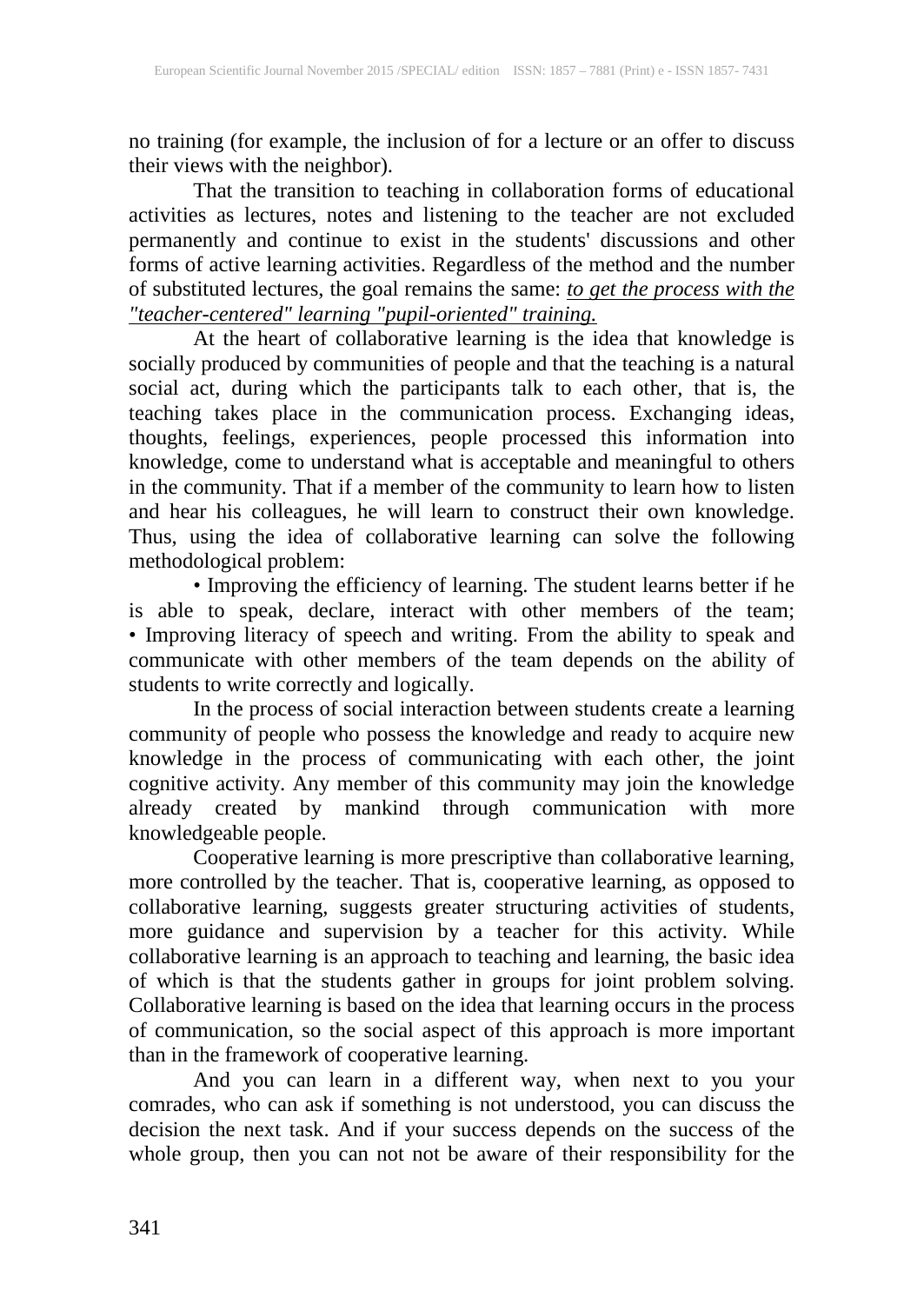no training (for example, the inclusion of for a lecture or an offer to discuss their views with the neighbor).

That the transition to teaching in collaboration forms of educational activities as lectures, notes and listening to the teacher are not excluded permanently and continue to exist in the students' discussions and other forms of active learning activities. Regardless of the method and the number of substituted lectures, the goal remains the same: ***to get the process with the "teacher-centered" learning "pupil-oriented" training.***

At the heart of collaborative learning is the idea that knowledge is socially produced by communities of people and that the teaching is a natural social act, during which the participants talk to each other, that is, the teaching takes place in the communication process. Exchanging ideas, thoughts, feelings, experiences, people processed this information into knowledge, come to understand what is acceptable and meaningful to others in the community. That if a member of the community to learn how to listen and hear his colleagues, he will learn to construct their own knowledge. Thus, using the idea of collaborative learning can solve the following methodological problem:

- Improving the efficiency of learning. The student learns better if he is able to speak, declare, interact with other members of the team;
- Improving literacy of speech and writing. From the ability to speak and communicate with other members of the team depends on the ability of students to write correctly and logically.

In the process of social interaction between students create a learning community of people who possess the knowledge and ready to acquire new knowledge in the process of communicating with each other, the joint cognitive activity. Any member of this community may join the knowledge already created by mankind through communication with more knowledgeable people.

Cooperative learning is more prescriptive than collaborative learning, more controlled by the teacher. That is, cooperative learning, as opposed to collaborative learning, suggests greater structuring activities of students, more guidance and supervision by a teacher for this activity. While collaborative learning is an approach to teaching and learning, the basic idea of which is that the students gather in groups for joint problem solving. Collaborative learning is based on the idea that learning occurs in the process of communication, so the social aspect of this approach is more important than in the framework of cooperative learning.

And you can learn in a different way, when next to you your comrades, who can ask if something is not understood, you can discuss the decision the next task. And if your success depends on the success of the whole group, then you can not not be aware of their responsibility for the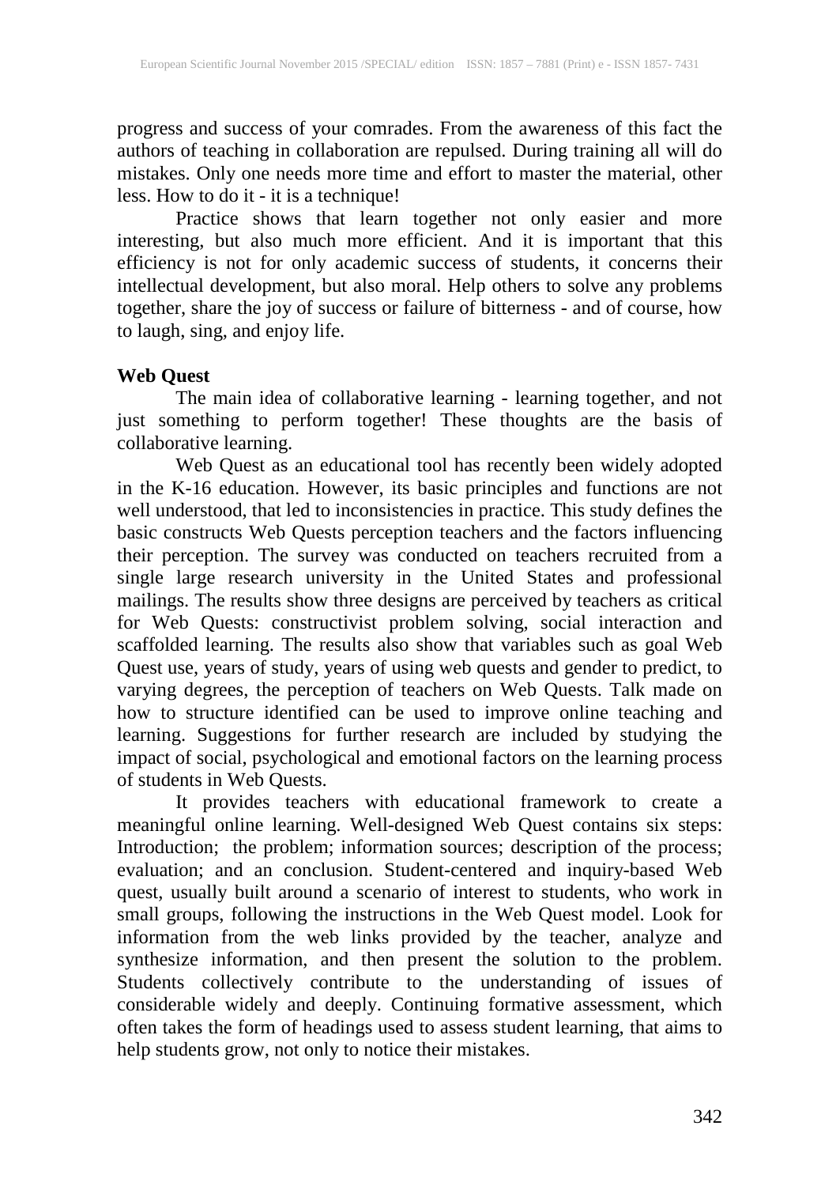progress and success of your comrades. From the awareness of this fact the authors of teaching in collaboration are repulsed. During training all will do mistakes. Only one needs more time and effort to master the material, other less. How to do it - it is a technique!

Practice shows that learn together not only easier and more interesting, but also much more efficient. And it is important that this efficiency is not for only academic success of students, it concerns their intellectual development, but also moral. Help others to solve any problems together, share the joy of success or failure of bitterness - and of course, how to laugh, sing, and enjoy life.

**Web Quest**

The main idea of collaborative learning - learning together, and not just something to perform together! These thoughts are the basis of collaborative learning.

Web Quest as an educational tool has recently been widely adopted in the K-16 education. However, its basic principles and functions are not well understood, that led to inconsistencies in practice. This study defines the basic constructs Web Quests perception teachers and the factors influencing their perception. The survey was conducted on teachers recruited from a single large research university in the United States and professional mailings. The results show three designs are perceived by teachers as critical for Web Quests: constructivist problem solving, social interaction and scaffolded learning. The results also show that variables such as goal Web Quest use, years of study, years of using web quests and gender to predict, to varying degrees, the perception of teachers on Web Quests. Talk made on how to structure identified can be used to improve online teaching and learning. Suggestions for further research are included by studying the impact of social, psychological and emotional factors on the learning process of students in Web Quests.

It provides teachers with educational framework to create a meaningful online learning. Well-designed Web Quest contains six steps: Introduction; the problem; information sources; description of the process; evaluation; and an conclusion. Student-centered and inquiry-based Web quest, usually built around a scenario of interest to students, who work in small groups, following the instructions in the Web Quest model. Look for information from the web links provided by the teacher, analyze and synthesize information, and then present the solution to the problem. Students collectively contribute to the understanding of issues of considerable widely and deeply. Continuing formative assessment, which often takes the form of headings used to assess student learning, that aims to help students grow, not only to notice their mistakes.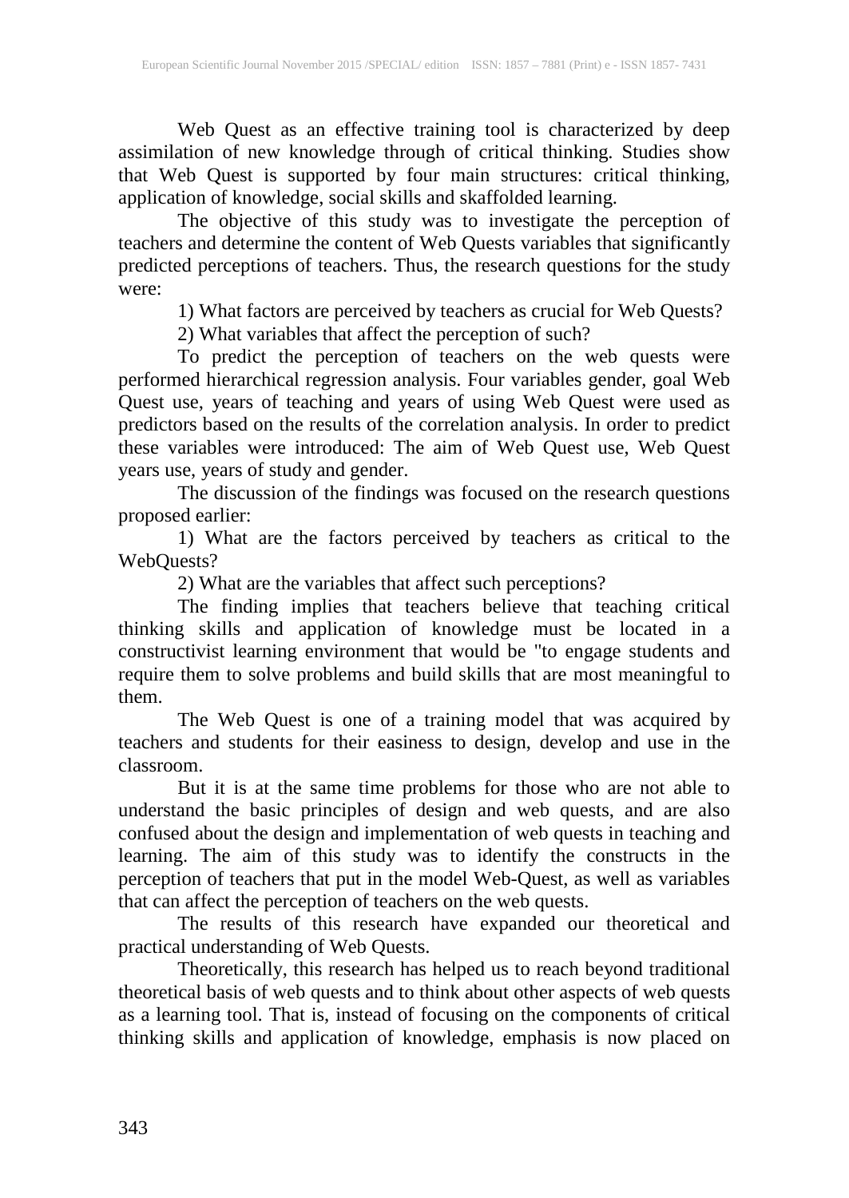Web Quest as an effective training tool is characterized by deep assimilation of new knowledge through of critical thinking. Studies show that Web Quest is supported by four main structures: critical thinking, application of knowledge, social skills and skaffolded learning.

The objective of this study was to investigate the perception of teachers and determine the content of Web Quests variables that significantly predicted perceptions of teachers. Thus, the research questions for the study were:

1) What factors are perceived by teachers as crucial for Web Quests?

2) What variables that affect the perception of such?

To predict the perception of teachers on the web quests were performed hierarchical regression analysis. Four variables gender, goal Web Quest use, years of teaching and years of using Web Quest were used as predictors based on the results of the correlation analysis. In order to predict these variables were introduced: The aim of Web Quest use, Web Quest years use, years of study and gender.

The discussion of the findings was focused on the research questions proposed earlier:

1) What are the factors perceived by teachers as critical to the WebQuests?

2) What are the variables that affect such perceptions?

The finding implies that teachers believe that teaching critical thinking skills and application of knowledge must be located in a constructivist learning environment that would be "to engage students and require them to solve problems and build skills that are most meaningful to them.

The Web Quest is one of a training model that was acquired by teachers and students for their easiness to design, develop and use in the classroom.

But it is at the same time problems for those who are not able to understand the basic principles of design and web quests, and are also confused about the design and implementation of web quests in teaching and learning. The aim of this study was to identify the constructs in the perception of teachers that put in the model Web-Quest, as well as variables that can affect the perception of teachers on the web quests.

The results of this research have expanded our theoretical and practical understanding of Web Quests.

Theoretically, this research has helped us to reach beyond traditional theoretical basis of web quests and to think about other aspects of web quests as a learning tool. That is, instead of focusing on the components of critical thinking skills and application of knowledge, emphasis is now placed on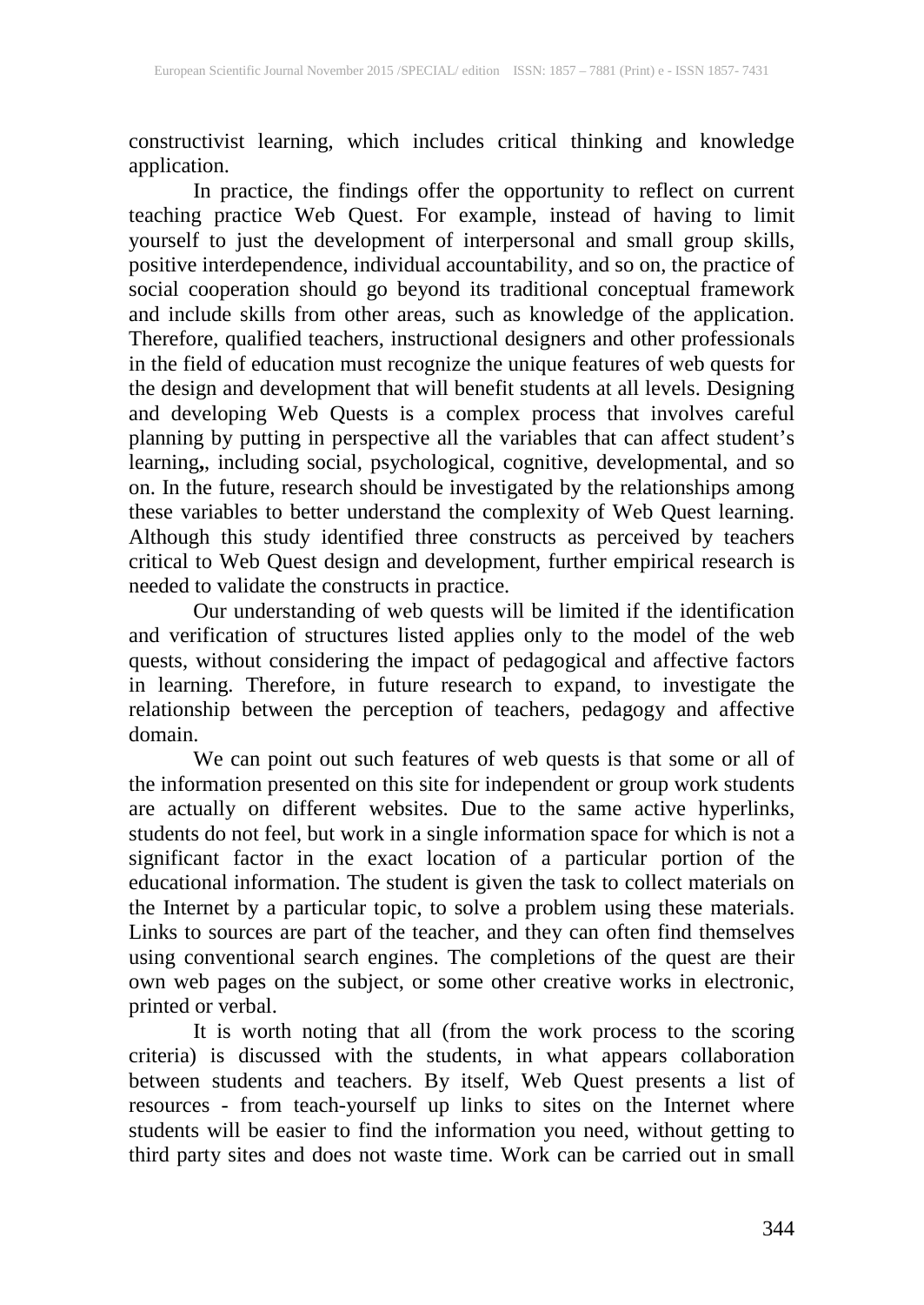constructivist learning, which includes critical thinking and knowledge application.

In practice, the findings offer the opportunity to reflect on current teaching practice Web Quest. For example, instead of having to limit yourself to just the development of interpersonal and small group skills, positive interdependence, individual accountability, and so on, the practice of social cooperation should go beyond its traditional conceptual framework and include skills from other areas, such as knowledge of the application. Therefore, qualified teachers, instructional designers and other professionals in the field of education must recognize the unique features of web quests for the design and development that will benefit students at all levels. Designing and developing Web Quests is a complex process that involves careful planning by putting in perspective all the variables that can affect student's learning,, including social, psychological, cognitive, developmental, and so on. In the future, research should be investigated by the relationships among these variables to better understand the complexity of Web Quest learning. Although this study identified three constructs as perceived by teachers critical to Web Quest design and development, further empirical research is needed to validate the constructs in practice.

Our understanding of web quests will be limited if the identification and verification of structures listed applies only to the model of the web quests, without considering the impact of pedagogical and affective factors in learning. Therefore, in future research to expand, to investigate the relationship between the perception of teachers, pedagogy and affective domain.

We can point out such features of web quests is that some or all of the information presented on this site for independent or group work students are actually on different websites. Due to the same active hyperlinks, students do not feel, but work in a single information space for which is not a significant factor in the exact location of a particular portion of the educational information. The student is given the task to collect materials on the Internet by a particular topic, to solve a problem using these materials. Links to sources are part of the teacher, and they can often find themselves using conventional search engines. The completions of the quest are their own web pages on the subject, or some other creative works in electronic, printed or verbal.

It is worth noting that all (from the work process to the scoring criteria) is discussed with the students, in what appears collaboration between students and teachers. By itself, Web Quest presents a list of resources - from teach-yourself up links to sites on the Internet where students will be easier to find the information you need, without getting to third party sites and does not waste time. Work can be carried out in small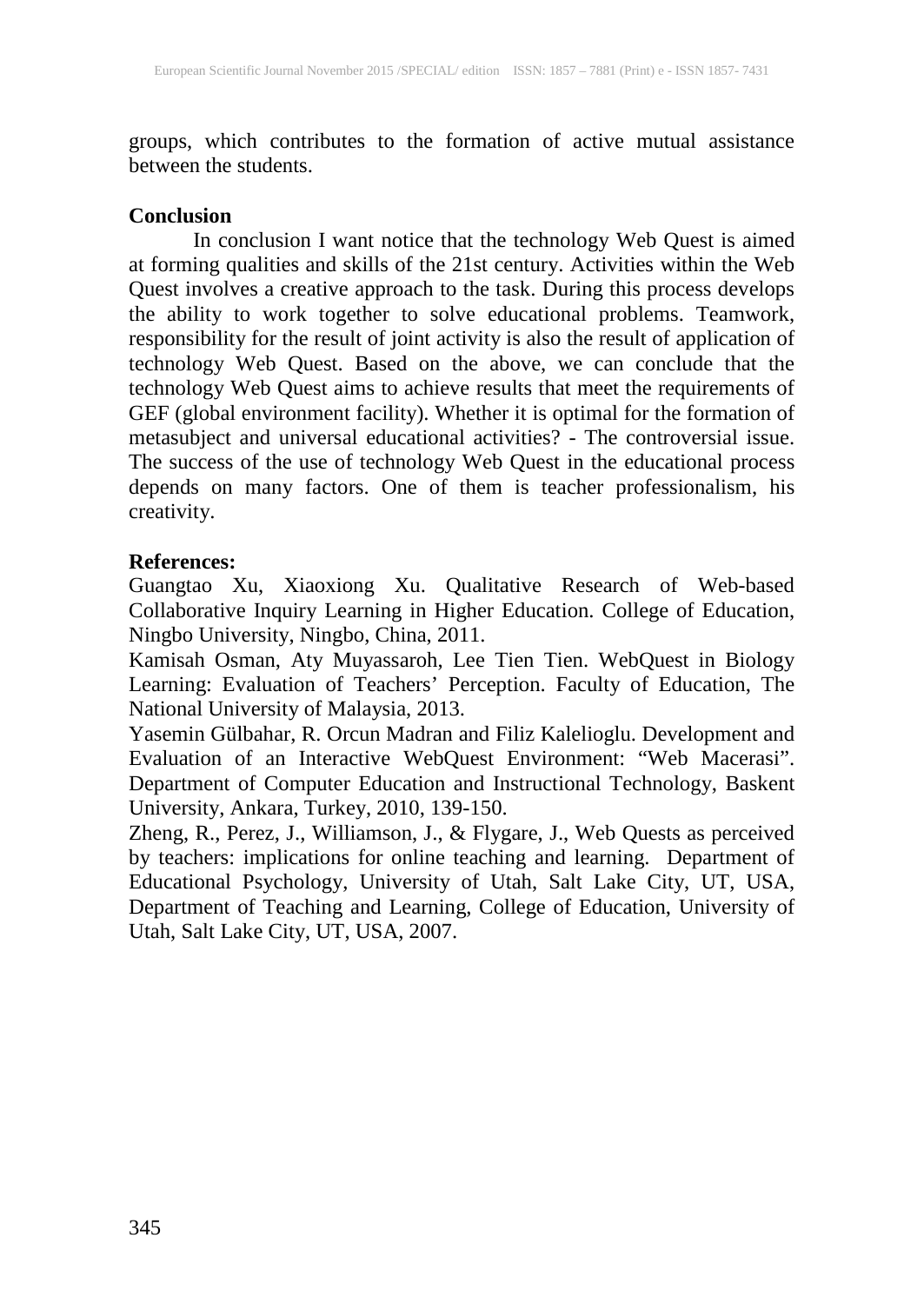groups, which contributes to the formation of active mutual assistance between the students.

## Conclusion

In conclusion I want notice that the technology Web Quest is aimed at forming qualities and skills of the 21st century. Activities within the Web Quest involves a creative approach to the task. During this process develops the ability to work together to solve educational problems. Teamwork, responsibility for the result of joint activity is also the result of application of technology Web Quest. Based on the above, we can conclude that the technology Web Quest aims to achieve results that meet the requirements of GEF (global environment facility). Whether it is optimal for the formation of metasubject and universal educational activities? - The controversial issue. The success of the use of technology Web Quest in the educational process depends on many factors. One of them is teacher professionalism, his creativity.

## References:

Guangtao Xu, Xiaoxiong Xu. Qualitative Research of Web-based Collaborative Inquiry Learning in Higher Education. College of Education, Ningbo University, Ningbo, China, 2011.

Kamisah Osman, Aty Muyassaroh, Lee Tien Tien. WebQuest in Biology Learning: Evaluation of Teachers' Perception. Faculty of Education, The National University of Malaysia, 2013.

Yasemin Gülbahar, R. Orcun Madran and Filiz Kalelioglu. Development and Evaluation of an Interactive WebQuest Environment: "Web Macerasi". Department of Computer Education and Instructional Technology, Baskent University, Ankara, Turkey, 2010, 139-150.

Zheng, R., Perez, J., Williamson, J., & Flygare, J., Web Quests as perceived by teachers: implications for online teaching and learning. Department of Educational Psychology, University of Utah, Salt Lake City, UT, USA, Department of Teaching and Learning, College of Education, University of Utah, Salt Lake City, UT, USA, 2007.